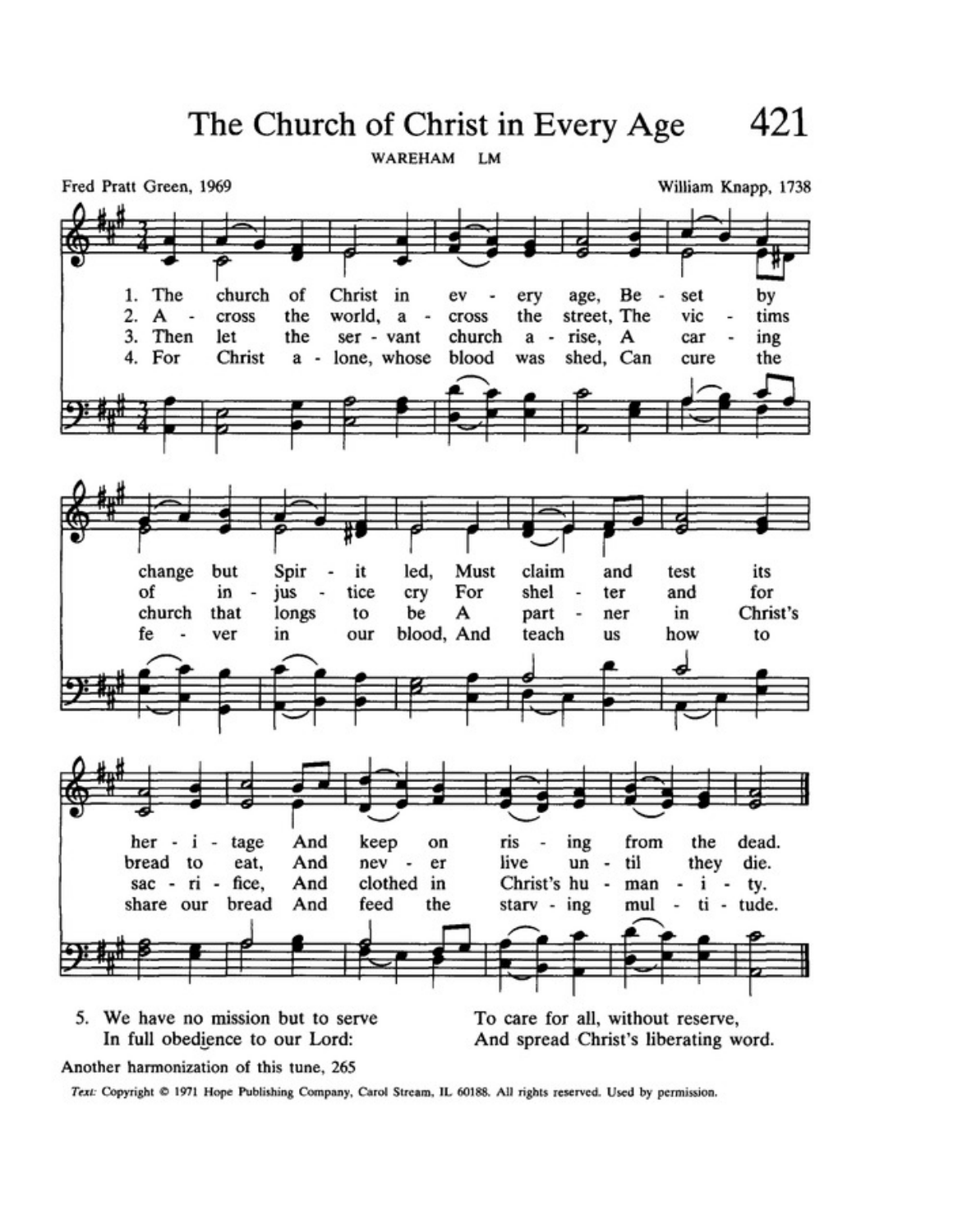# The Church of Christ in Every Age

421

WAREHAM LM

Fred Pratt Green, 1969

William Knapp, 1738

1. The church of Christ in every age,
Beset by change but Spirit led,
Must claim and test its heritage
And keep on rising from the dead.

2. Across the world, across the street,
The victims of injustice cry
For shelter and for bread to eat,
And never live until they die.

3. Then let the servant church arise,
A caring church that longs to be
A partner in Christ's sacrifice,
And clothed in Christ's humanity.

4. For Christ alone, whose blood was shed,
Can cure the fever in our blood,
And teach us how to share our bread
And feed the starving multitude.

5. We have no mission but to serve
In full obedience to our Lord:
To care for all, without reserve,
And spread Christ's liberating word.

Another harmonization of this tune, 265

*Text:* Copyright © 1971 Hope Publishing Company, Carol Stream, IL 60188. All rights reserved. Used by permission.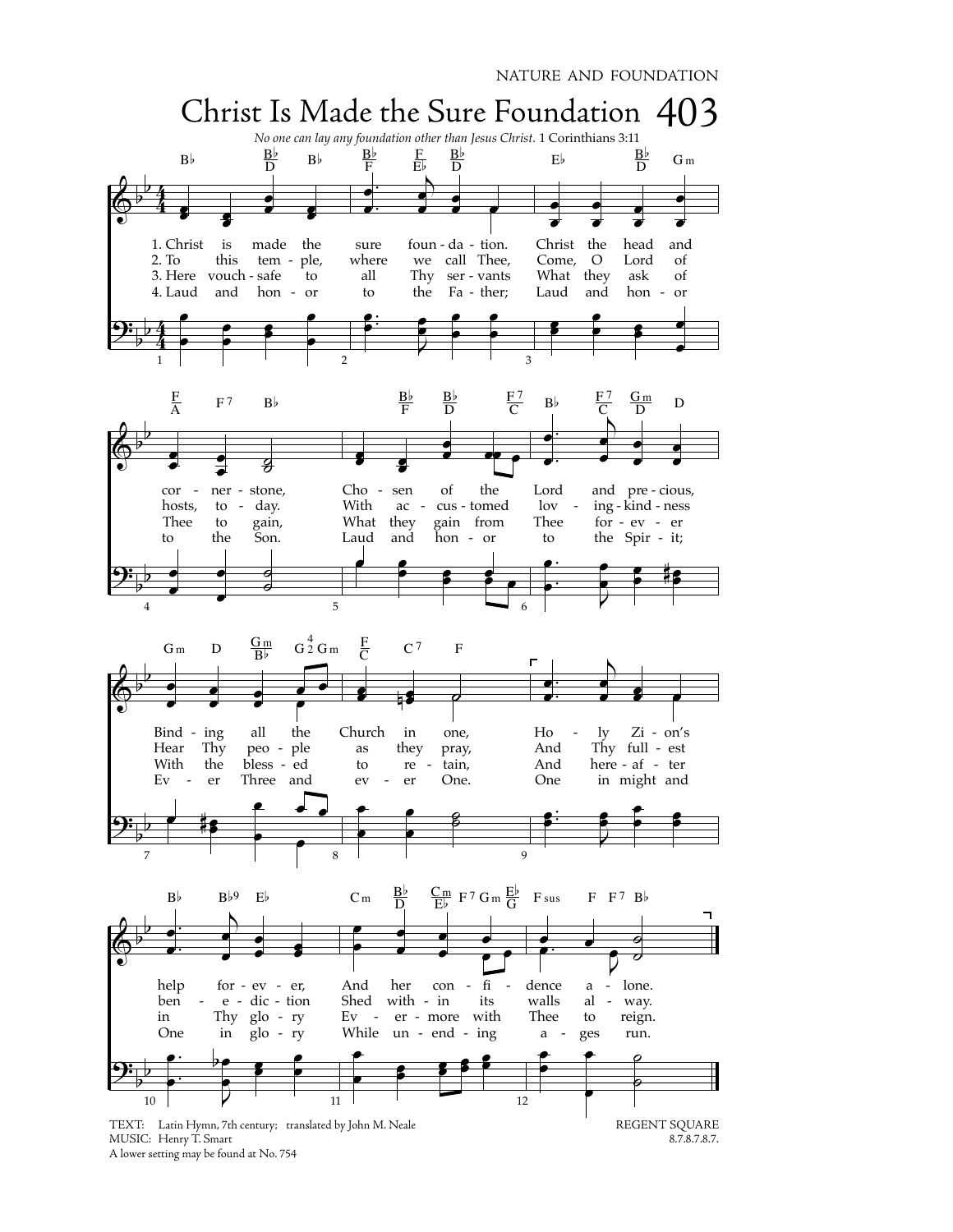NATURE AND FOUNDATION

# Christ Is Made the Sure Foundation 403

*No one can lay any foundation other than Jesus Christ.* 1 Corinthians 3:11

1. Christ is made the sure foundation. Christ the head and cornerstone, Chosen of the Lord and precious, Binding all the Church in one, Holy Zion's help forever, And her confidence alone.

2. To this temple, where we call Thee, Come, O Lord of hosts, today. With accustomed lovingkindness Hear Thy people as they pray, And Thy fullest benediction Shed within its walls alway.

3. Here vouchsafe to all Thy servants What they ask of Thee to gain, What they gain from Thee forever With the blessed to retain, And hereafter in Thy glory Evermore with Thee to reign.

4. Laud and honor to the Father; Laud and honor to the Son. Laud and honor to the Spirit; Ever Three and ever One. One in might and One in glory While unending ages run.

TEXT: Latin Hymn, 7th century; translated by John M. Neale
MUSIC: Henry T. Smart
A lower setting may be found at No. 754

REGENT SQUARE
8.7.8.7.8.7.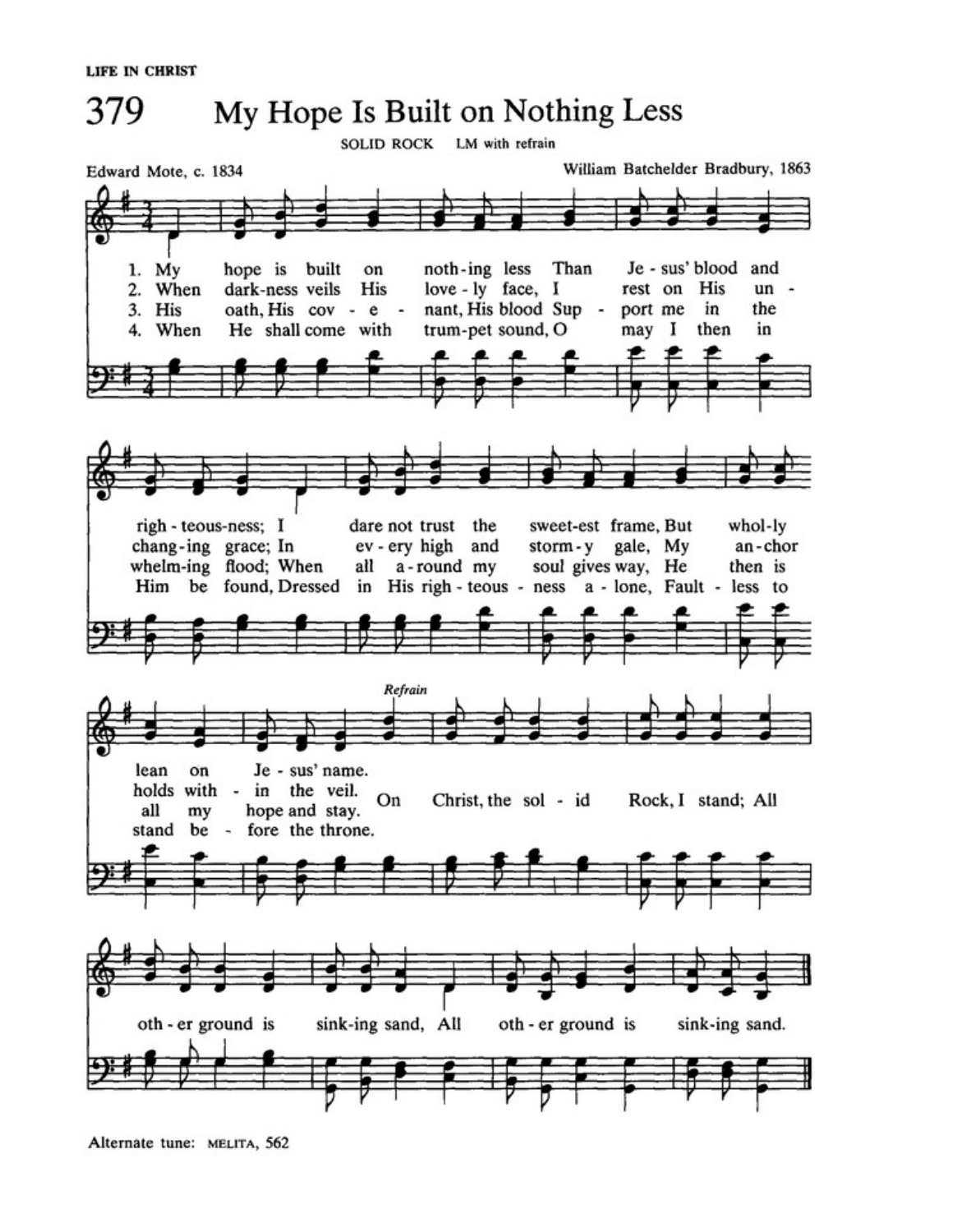LIFE IN CHRIST

# 379 My Hope Is Built on Nothing Less

SOLID ROCK LM with refrain

Edward Mote, c. 1834

William Batchelder Bradbury, 1863

1. My hope is built on nothing less Than Jesus' blood and righteousness; I dare not trust the sweetest frame, But wholly lean on Jesus' name.

2. When darkness veils His lovely face, I rest on His unchanging grace; In every high and stormy gale, My anchor holds within the veil.

3. His oath, His covenant, His blood Support me in the whelming flood; When all around my soul gives way, He then is all my hope and stay.

4. When He shall come with trumpet sound, O may I then in Him be found, Dressed in His righteousness alone, Faultless to stand before the throne.

*Refrain*

On Christ, the solid Rock, I stand; All other ground is sinking sand, All other ground is sinking sand.

Alternate tune: MELITA, 562